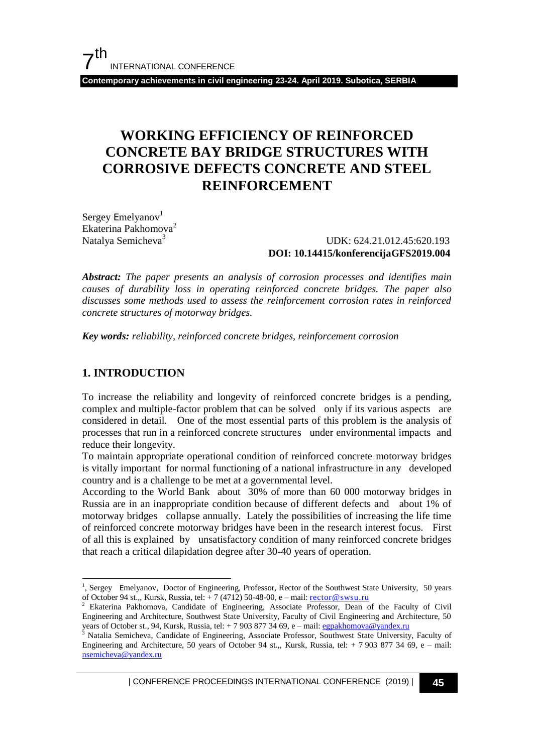# WORKING EFFICIENCY OF REINFORCED CONCRETE BAY BRIDGE STRUCTURES WITH CORROSIVE DEFECTS CONCRETE AND STEEL REINFORCEMENT

Sergey Emelyanov[1]
Ekaterina Pakhomova[2]
Natalya Semicheva[3]

UDK: 624.21.012.45:620.193
**DOI: 10.14415/konferencijaGFS2019.004**

***Abstract:*** *The paper presents an analysis of corrosion processes and identifies main causes of durability loss in operating reinforced concrete bridges. The paper also discusses some methods used to assess the reinforcement corrosion rates in reinforced concrete structures of motorway bridges.*

***Key words:*** *reliability, reinforced concrete bridges, reinforcement corrosion*

## 1. INTRODUCTION

To increase the reliability and longevity of reinforced concrete bridges is a pending, complex and multiple-factor problem that can be solved only if its various aspects are considered in detail. One of the most essential parts of this problem is the analysis of processes that run in a reinforced concrete structures under environmental impacts and reduce their longevity.

To maintain appropriate operational condition of reinforced concrete motorway bridges is vitally important for normal functioning of a national infrastructure in any developed country and is a challenge to be met at a governmental level.

According to the World Bank about 30% of more than 60 000 motorway bridges in Russia are in an inappropriate condition because of different defects and about 1% of motorway bridges collapse annually. Lately the possibilities of increasing the life time of reinforced concrete motorway bridges have been in the research interest focus. First of all this is explained by unsatisfactory condition of many reinforced concrete bridges that reach a critical dilapidation degree after 30-40 years of operation.

---

[1], Sergey Emelyanov, Doctor of Engineering, Professor, Rector of the Southwest State University, 50 years of October 94 st.,, Kursk, Russia, tel: + 7 (4712) 50-48-00, e – mail: rector@swsu.ru

[2] Ekaterina Pakhomova, Candidate of Engineering, Associate Professor, Dean of the Faculty of Civil Engineering and Architecture, Southwest State University, Faculty of Civil Engineering and Architecture, 50 years of October st., 94, Kursk, Russia, tel: + 7 903 877 34 69, e – mail: egpakhomova@yandex.ru

[3] Natalia Semicheva, Candidate of Engineering, Associate Professor, Southwest State University, Faculty of Engineering and Architecture, 50 years of October 94 st.,, Kursk, Russia, tel: + 7 903 877 34 69, e – mail: nsemicheva@yandex.ru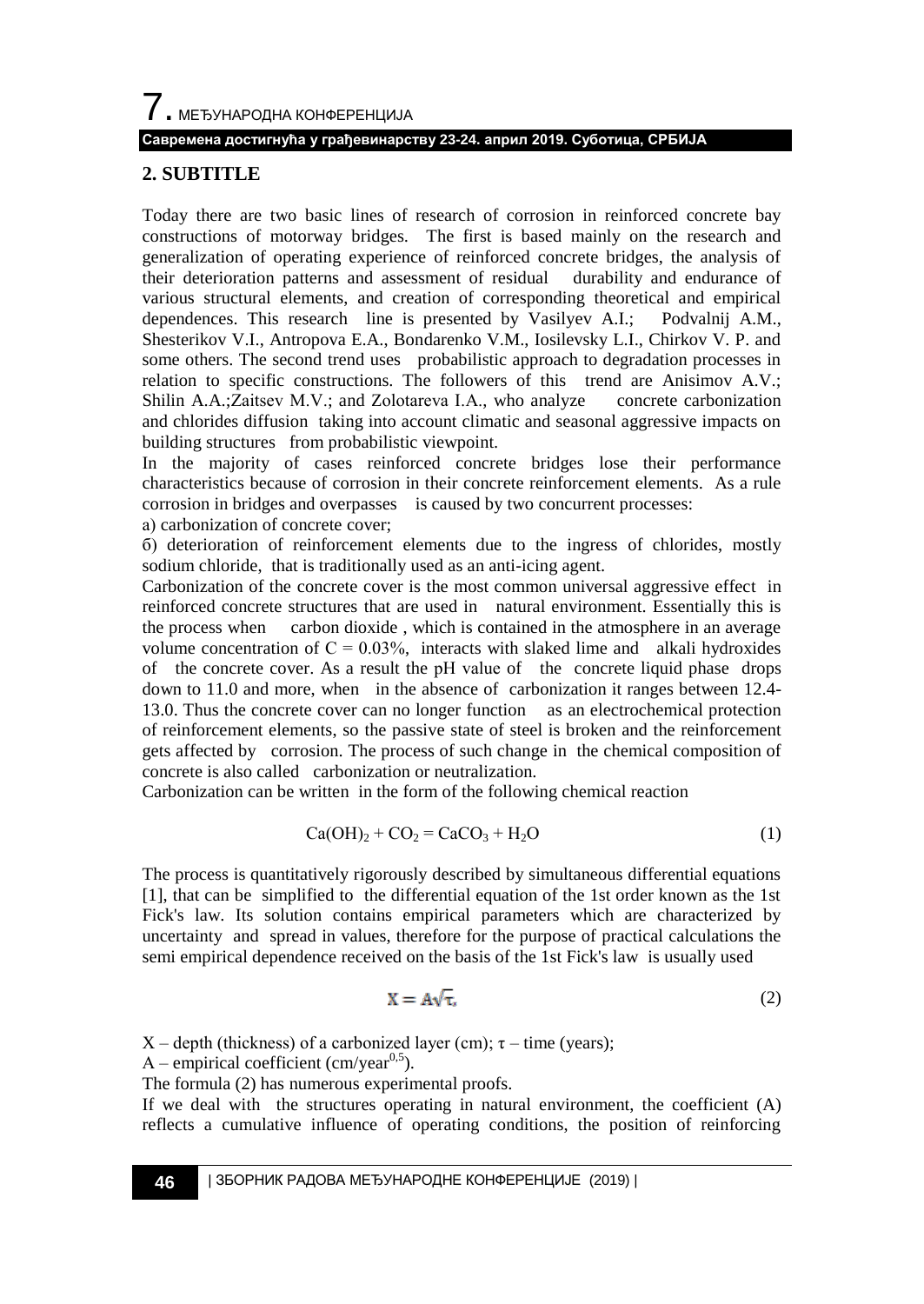## 2. SUBTITLE

Today there are two basic lines of research of corrosion in reinforced concrete bay constructions of motorway bridges. The first is based mainly on the research and generalization of operating experience of reinforced concrete bridges, the analysis of their deterioration patterns and assessment of residual durability and endurance of various structural elements, and creation of corresponding theoretical and empirical dependences. This research line is presented by Vasilyev A.I.; Podvalnij A.M., Shesterikov V.I., Antropova E.A., Bondarenko V.M., Iosilevsky L.I., Chirkov V. P. and some others. The second trend uses probabilistic approach to degradation processes in relation to specific constructions. The followers of this trend are Anisimov A.V.; Shilin A.A.;Zaitsev M.V.; and Zolotareva I.A., who analyze concrete carbonization and chlorides diffusion taking into account climatic and seasonal aggressive impacts on building structures from probabilistic viewpoint.

In the majority of cases reinforced concrete bridges lose their performance characteristics because of corrosion in their concrete reinforcement elements. As a rule corrosion in bridges and overpasses is caused by two concurrent processes:

а) carbonization of concrete cover;

б) deterioration of reinforcement elements due to the ingress of chlorides, mostly sodium chloride, that is traditionally used as an anti-icing agent.

Carbonization of the concrete cover is the most common universal aggressive effect in reinforced concrete structures that are used in natural environment. Essentially this is the process when carbon dioxide , which is contained in the atmosphere in an average volume concentration of $C = 0.03\%$, interacts with slaked lime and alkali hydroxides of the concrete cover. As a result the pH value of the concrete liquid phase drops down to 11.0 and more, when in the absence of carbonization it ranges between 12.4-13.0. Thus the concrete cover can no longer function as an electrochemical protection of reinforcement elements, so the passive state of steel is broken and the reinforcement gets affected by corrosion. The process of such change in the chemical composition of concrete is also called carbonization or neutralization.

Carbonization can be written in the form of the following chemical reaction

$$Ca(OH)_2 + CO_2 = CaCO_3 + H_2O \tag{1}$$

The process is quantitatively rigorously described by simultaneous differential equations [1], that can be simplified to the differential equation of the 1st order known as the 1st Fick's law. Its solution contains empirical parameters which are characterized by uncertainty and spread in values, therefore for the purpose of practical calculations the semi empirical dependence received on the basis of the 1st Fick's law is usually used

$$X = A\sqrt{\tau}, \tag{2}$$

X – depth (thickness) of a carbonized layer (cm); $\tau$ – time (years);

A – empirical coefficient (cm/year$^{0,5}$).

The formula (2) has numerous experimental proofs.

If we deal with the structures operating in natural environment, the coefficient (A) reflects a cumulative influence of operating conditions, the position of reinforcing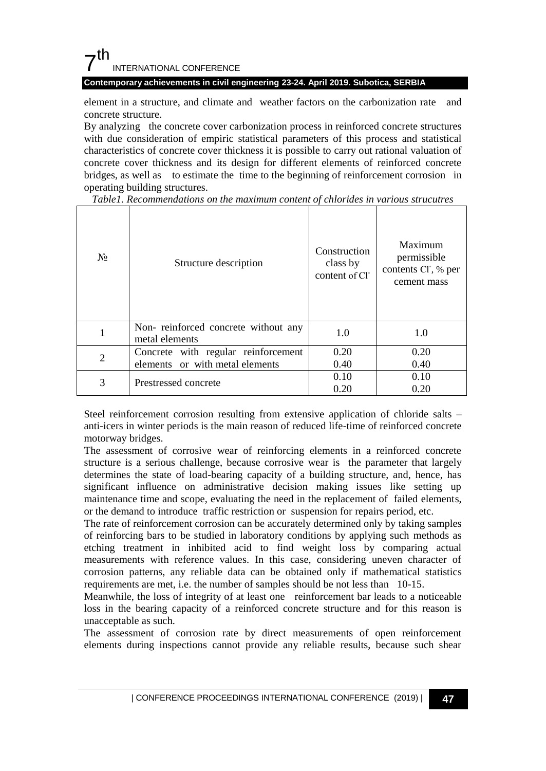element in a structure, and climate and weather factors on the carbonization rate and concrete structure.

By analyzing the concrete cover carbonization process in reinforced concrete structures with due consideration of empiric statistical parameters of this process and statistical characteristics of concrete cover thickness it is possible to carry out rational valuation of concrete cover thickness and its design for different elements of reinforced concrete bridges, as well as to estimate the time to the beginning of reinforcement corrosion in operating building structures.

*Table1. Recommendations on the maximum content of chlorides in various strucutres*

| № | Structure description | Construction class by content of $Cl^-$ | Maximum permissible contents $Cl^-$, % per cement mass |
|---|---|---|---|
| 1 | Non- reinforced concrete without any metal elements | 1.0 | 1.0 |
| 2 | Concrete with regular reinforcement elements or with metal elements | 0.20<br>0.40 | 0.20<br>0.40 |
| 3 | Prestressed concrete | 0.10<br>0.20 | 0.10<br>0.20 |

Steel reinforcement corrosion resulting from extensive application of chloride salts – anti-icers in winter periods is the main reason of reduced life-time of reinforced concrete motorway bridges.

The assessment of corrosive wear of reinforcing elements in a reinforced concrete structure is a serious challenge, because corrosive wear is the parameter that largely determines the state of load-bearing capacity of a building structure, and, hence, has significant influence on administrative decision making issues like setting up maintenance time and scope, evaluating the need in the replacement of failed elements, or the demand to introduce traffic restriction or suspension for repairs period, etc.

The rate of reinforcement corrosion can be accurately determined only by taking samples of reinforcing bars to be studied in laboratory conditions by applying such methods as etching treatment in inhibited acid to find weight loss by comparing actual measurements with reference values. In this case, considering uneven character of corrosion patterns, any reliable data can be obtained only if mathematical statistics requirements are met, i.e. the number of samples should be not less than 10-15.

Meanwhile, the loss of integrity of at least one reinforcement bar leads to a noticeable loss in the bearing capacity of a reinforced concrete structure and for this reason is unacceptable as such.

The assessment of corrosion rate by direct measurements of open reinforcement elements during inspections cannot provide any reliable results, because such shear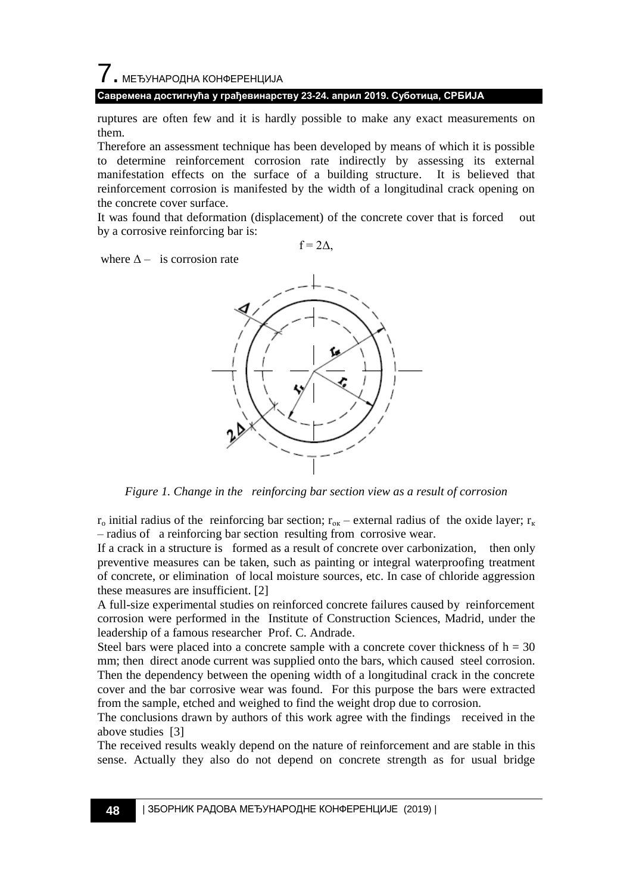ruptures are often few and it is hardly possible to make any exact measurements on them.

Therefore an assessment technique has been developed by means of which it is possible to determine reinforcement corrosion rate indirectly by assessing its external manifestation effects on the surface of a building structure. It is believed that reinforcement corrosion is manifested by the width of a longitudinal crack opening on the concrete cover surface.

It was found that deformation (displacement) of the concrete cover that is forced out by a corrosive reinforcing bar is:

$$f = 2\Delta,$$

where $\Delta$ – is corrosion rate

*Figure 1. Change in the reinforcing bar section view as a result of corrosion*

$r_o$ initial radius of the reinforcing bar section; $r_{ок}$ – external radius of the oxide layer; $r_к$ – radius of a reinforcing bar section resulting from corrosive wear.

If a crack in a structure is formed as a result of concrete over carbonization, then only preventive measures can be taken, such as painting or integral waterproofing treatment of concrete, or elimination of local moisture sources, etc. In case of chloride aggression these measures are insufficient. [2]

A full-size experimental studies on reinforced concrete failures caused by reinforcement corrosion were performed in the Institute of Construction Sciences, Madrid, under the leadership of a famous researcher Prof. C. Andrade.

Steel bars were placed into a concrete sample with a concrete cover thickness of h = 30 mm; then direct anode current was supplied onto the bars, which caused steel corrosion. Then the dependency between the opening width of a longitudinal crack in the concrete cover and the bar corrosive wear was found. For this purpose the bars were extracted from the sample, etched and weighed to find the weight drop due to corrosion.

The conclusions drawn by authors of this work agree with the findings received in the above studies [3]

The received results weakly depend on the nature of reinforcement and are stable in this sense. Actually they also do not depend on concrete strength as for usual bridge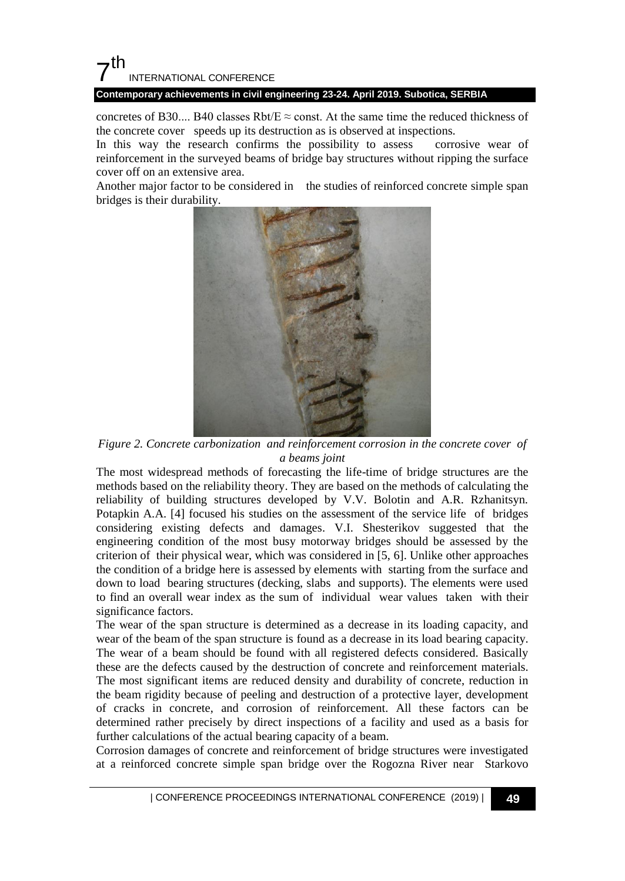concretes of B30.... B40 classes $R_{bt}/E \approx$ const. At the same time the reduced thickness of the concrete cover speeds up its destruction as is observed at inspections.

In this way the research confirms the possibility to assess corrosive wear of reinforcement in the surveyed beams of bridge bay structures without ripping the surface cover off on an extensive area.

Another major factor to be considered in the studies of reinforced concrete simple span bridges is their durability.

*Figure 2. Concrete carbonization and reinforcement corrosion in the concrete cover of a beams joint*

The most widespread methods of forecasting the life-time of bridge structures are the methods based on the reliability theory. They are based on the methods of calculating the reliability of building structures developed by V.V. Bolotin and A.R. Rzhanitsyn. Potapkin A.A. [4] focused his studies on the assessment of the service life of bridges considering existing defects and damages. V.I. Shesterikov suggested that the engineering condition of the most busy motorway bridges should be assessed by the criterion of their physical wear, which was considered in [5, 6]. Unlike other approaches the condition of a bridge here is assessed by elements with starting from the surface and down to load bearing structures (decking, slabs and supports). The elements were used to find an overall wear index as the sum of individual wear values taken with their significance factors.

The wear of the span structure is determined as a decrease in its loading capacity, and wear of the beam of the span structure is found as a decrease in its load bearing capacity. The wear of a beam should be found with all registered defects considered. Basically these are the defects caused by the destruction of concrete and reinforcement materials. The most significant items are reduced density and durability of concrete, reduction in the beam rigidity because of peeling and destruction of a protective layer, development of cracks in concrete, and corrosion of reinforcement. All these factors can be determined rather precisely by direct inspections of a facility and used as a basis for further calculations of the actual bearing capacity of a beam.

Corrosion damages of concrete and reinforcement of bridge structures were investigated at a reinforced concrete simple span bridge over the Rogozna River near Starkovo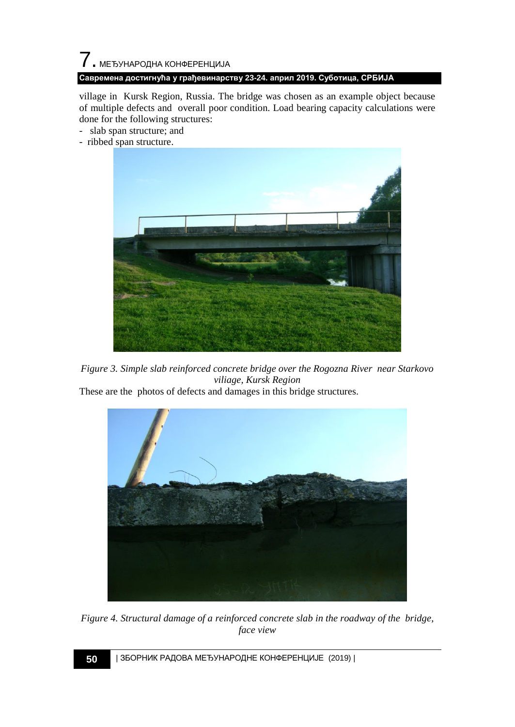village in Kursk Region, Russia. The bridge was chosen as an example object because of multiple defects and overall poor condition. Load bearing capacity calculations were done for the following structures:

- slab span structure; and
- ribbed span structure.

*Figure 3. Simple slab reinforced concrete bridge over the Rogozna River near Starkovo viliage, Kursk Region*

These are the photos of defects and damages in this bridge structures.

*Figure 4. Structural damage of a reinforced concrete slab in the roadway of the bridge, face view*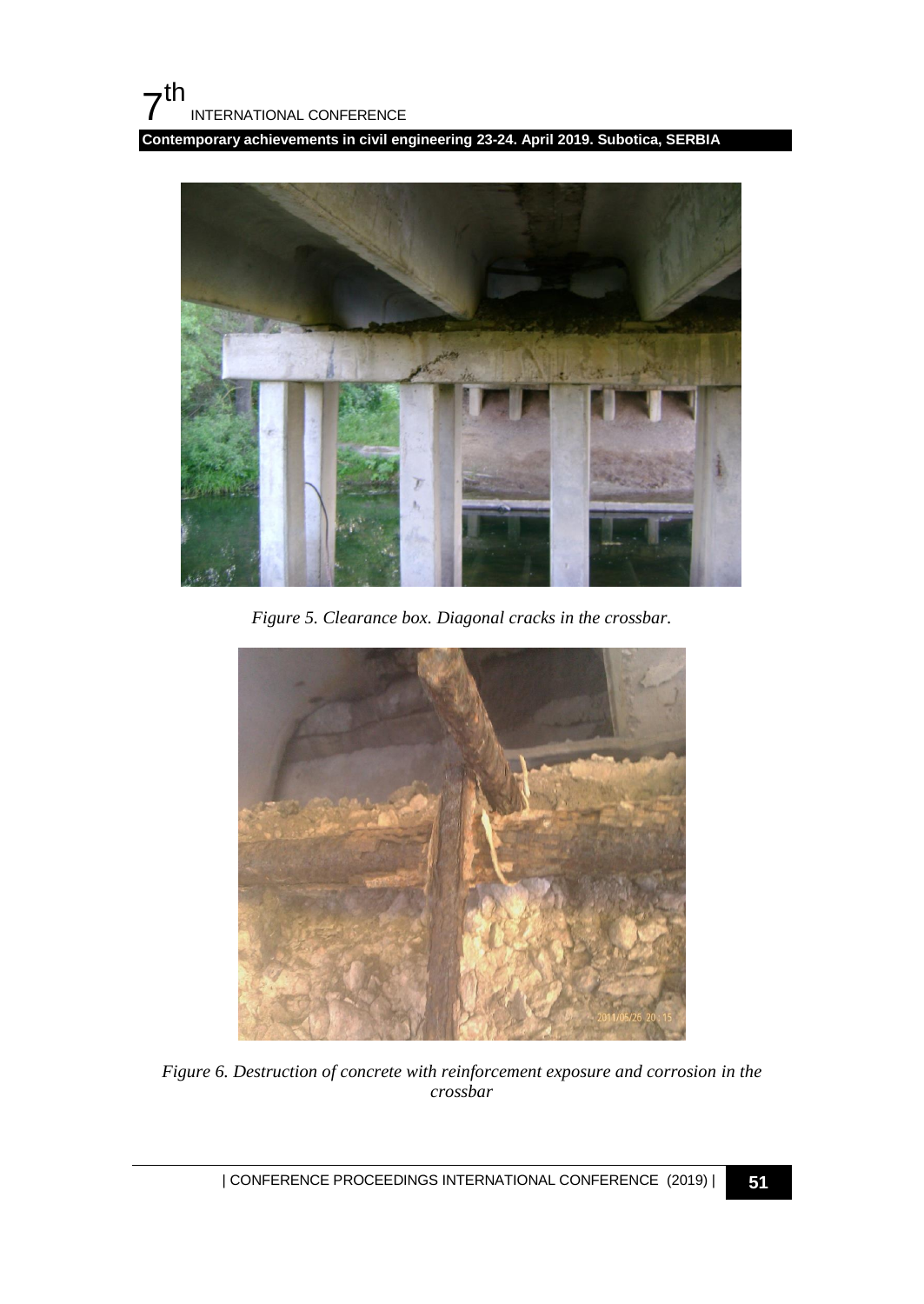*Figure 5. Clearance box. Diagonal cracks in the crossbar.*

*Figure 6. Destruction of concrete with reinforcement exposure and corrosion in the crossbar*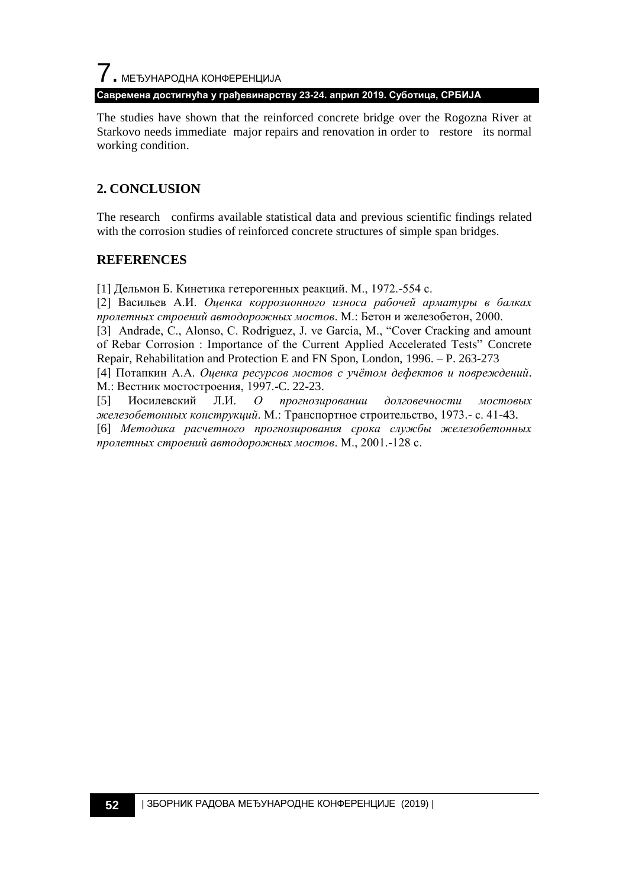The studies have shown that the reinforced concrete bridge over the Rogozna River at Starkovo needs immediate major repairs and renovation in order to restore its normal working condition.

## 2. CONCLUSION

The research confirms available statistical data and previous scientific findings related with the corrosion studies of reinforced concrete structures of simple span bridges.

## REFERENCES

[1] Дельмон Б. Кинетика гетерогенных реакций. М., 1972.-554 с.

[2] Васильев А.И. *Оценка коррозионного износа рабочей арматуры в балках пролетных строений автодорожных мостов*. М.: Бетон и железобетон, 2000.

[3] Andrade, C., Alonso, C. Rodriguez, J. ve Garcia, M., "Cover Cracking and amount of Rebar Corrosion : Importance of the Current Applied Accelerated Tests" Concrete Repair, Rehabilitation and Protection E and FN Spon, London, 1996. – P. 263-273

[4] Потапкин А.А. *Оценка ресурсов мостов с учётом дефектов и повреждений*. М.: Вестник мостостроения, 1997.-С. 22-23.

[5] Иосилевский Л.И. *О прогнозировании долговечности мостовых железобетонных конструкций*. М.: Транспортное строительство, 1973.- с. 41-43.

[6] *Методика расчетного прогнозирования срока службы железобетонных пролетных строений автодорожных мостов*. М., 2001.-128 с.